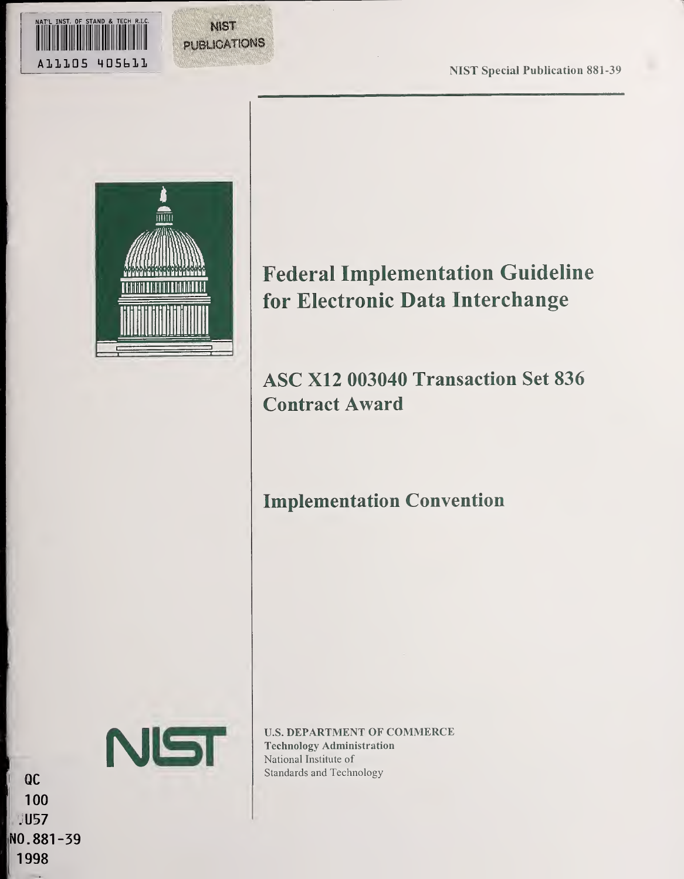NAT'L INST. OF STAND & TECH R.I.C.

A11105 405611

NIST PUBLICATIONS

NIST Special Publication 881-39

# Federal Implementation Guideline for Electronic Data Interchange

## ASC X12 003040 Transaction Set 836 Contract Award

## Implementation Convention

NIST

U.S. DEPARTMENT OF COMMERCE
Technology Administration
National Institute of
Standards and Technology

QC
100
.U57
NO.881-39
1998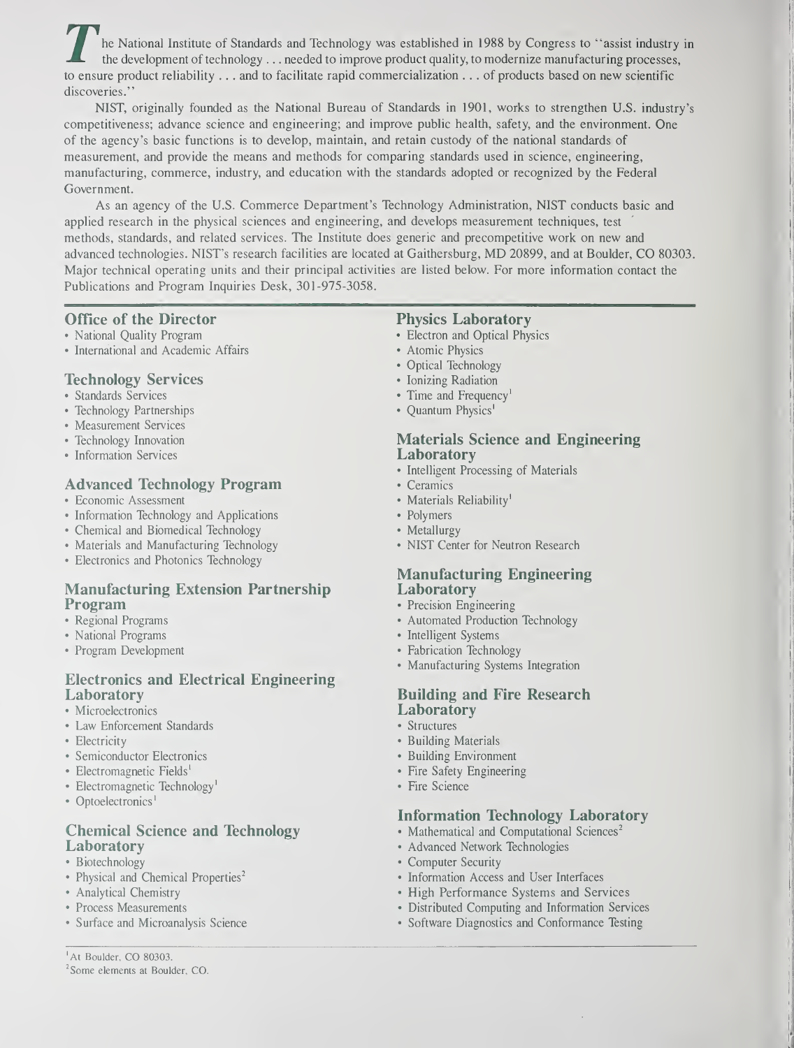The National Institute of Standards and Technology was established in 1988 by Congress to "assist industry in the development of technology . . . needed to improve product quality, to modernize manufacturing processes, to ensure product reliability . . . and to facilitate rapid commercialization . . . of products based on new scientific discoveries."

NIST, originally founded as the National Bureau of Standards in 1901, works to strengthen U.S. industry's competitiveness; advance science and engineering; and improve public health, safety, and the environment. One of the agency's basic functions is to develop, maintain, and retain custody of the national standards of measurement, and provide the means and methods for comparing standards used in science, engineering, manufacturing, commerce, industry, and education with the standards adopted or recognized by the Federal Government.

As an agency of the U.S. Commerce Department's Technology Administration, NIST conducts basic and applied research in the physical sciences and engineering, and develops measurement techniques, test methods, standards, and related services. The Institute does generic and precompetitive work on new and advanced technologies. NIST's research facilities are located at Gaithersburg, MD 20899, and at Boulder, CO 80303. Major technical operating units and their principal activities are listed below. For more information contact the Publications and Program Inquiries Desk, 301-975-3058.

### Office of the Director
- National Quality Program
- International and Academic Affairs

### Technology Services
- Standards Services
- Technology Partnerships
- Measurement Services
- Technology Innovation
- Information Services

### Advanced Technology Program
- Economic Assessment
- Information Technology and Applications
- Chemical and Biomedical Technology
- Materials and Manufacturing Technology
- Electronics and Photonics Technology

### Manufacturing Extension Partnership Program
- Regional Programs
- National Programs
- Program Development

### Electronics and Electrical Engineering Laboratory
- Microelectronics
- Law Enforcement Standards
- Electricity
- Semiconductor Electronics
- Electromagnetic Fields[1]
- Electromagnetic Technology[1]
- Optoelectronics[1]

### Chemical Science and Technology Laboratory
- Biotechnology
- Physical and Chemical Properties[2]
- Analytical Chemistry
- Process Measurements
- Surface and Microanalysis Science

### Physics Laboratory
- Electron and Optical Physics
- Atomic Physics
- Optical Technology
- Ionizing Radiation
- Time and Frequency[1]
- Quantum Physics[1]

### Materials Science and Engineering Laboratory
- Intelligent Processing of Materials
- Ceramics
- Materials Reliability[1]
- Polymers
- Metallurgy
- NIST Center for Neutron Research

### Manufacturing Engineering Laboratory
- Precision Engineering
- Automated Production Technology
- Intelligent Systems
- Fabrication Technology
- Manufacturing Systems Integration

### Building and Fire Research Laboratory
- Structures
- Building Materials
- Building Environment
- Fire Safety Engineering
- Fire Science

### Information Technology Laboratory
- Mathematical and Computational Sciences[2]
- Advanced Network Technologies
- Computer Security
- Information Access and User Interfaces
- High Performance Systems and Services
- Distributed Computing and Information Services
- Software Diagnostics and Conformance Testing

[1] At Boulder, CO 80303.
[2] Some elements at Boulder, CO.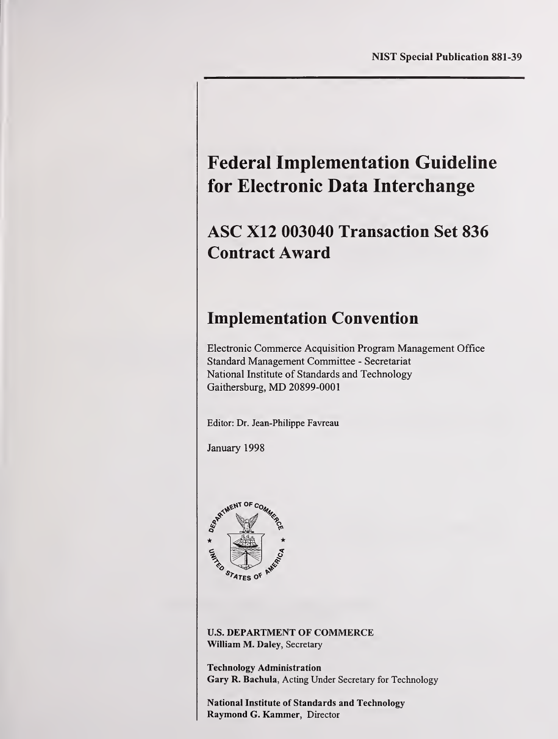NIST Special Publication 881-39

# Federal Implementation Guideline for Electronic Data Interchange

## ASC X12 003040 Transaction Set 836 Contract Award

## Implementation Convention

Electronic Commerce Acquisition Program Management Office
Standard Management Committee - Secretariat
National Institute of Standards and Technology
Gaithersburg, MD 20899-0001

Editor: Dr. Jean-Philippe Favreau

January 1998

**U.S. DEPARTMENT OF COMMERCE**
**William M. Daley**, Secretary

**Technology Administration**
**Gary R. Bachula**, Acting Under Secretary for Technology

**National Institute of Standards and Technology**
**Raymond G. Kammer**, Director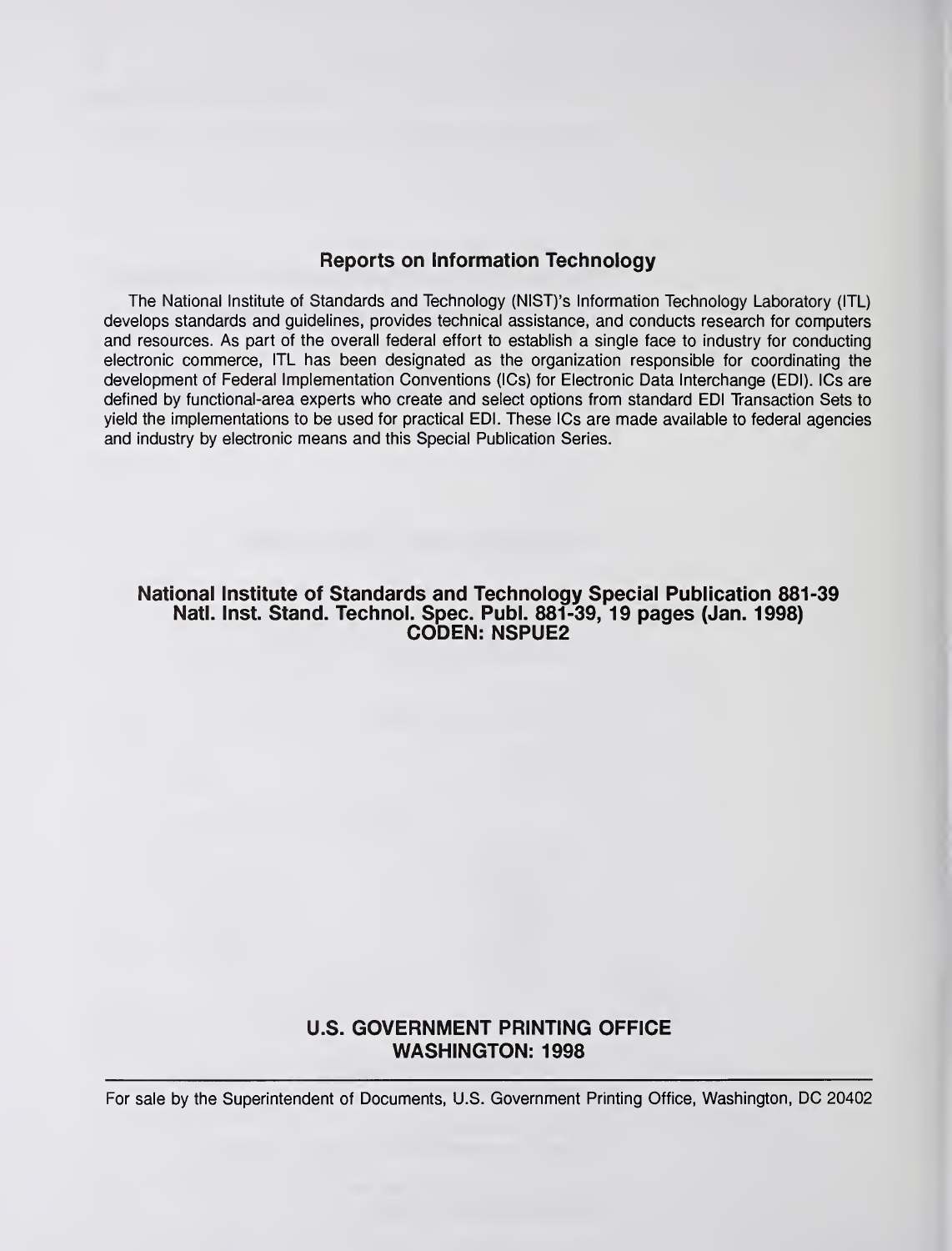## Reports on Information Technology

The National Institute of Standards and Technology (NIST)'s Information Technology Laboratory (ITL) develops standards and guidelines, provides technical assistance, and conducts research for computers and resources. As part of the overall federal effort to establish a single face to industry for conducting electronic commerce, ITL has been designated as the organization responsible for coordinating the development of Federal Implementation Conventions (ICs) for Electronic Data Interchange (EDI). ICs are defined by functional-area experts who create and select options from standard EDI Transaction Sets to yield the implementations to be used for practical EDI. These ICs are made available to federal agencies and industry by electronic means and this Special Publication Series.

**National Institute of Standards and Technology Special Publication 881-39**
**Natl. Inst. Stand. Technol. Spec. Publ. 881-39, 19 pages (Jan. 1998)**
**CODEN: NSPUE2**

**U.S. GOVERNMENT PRINTING OFFICE**
**WASHINGTON: 1998**

For sale by the Superintendent of Documents, U.S. Government Printing Office, Washington, DC 20402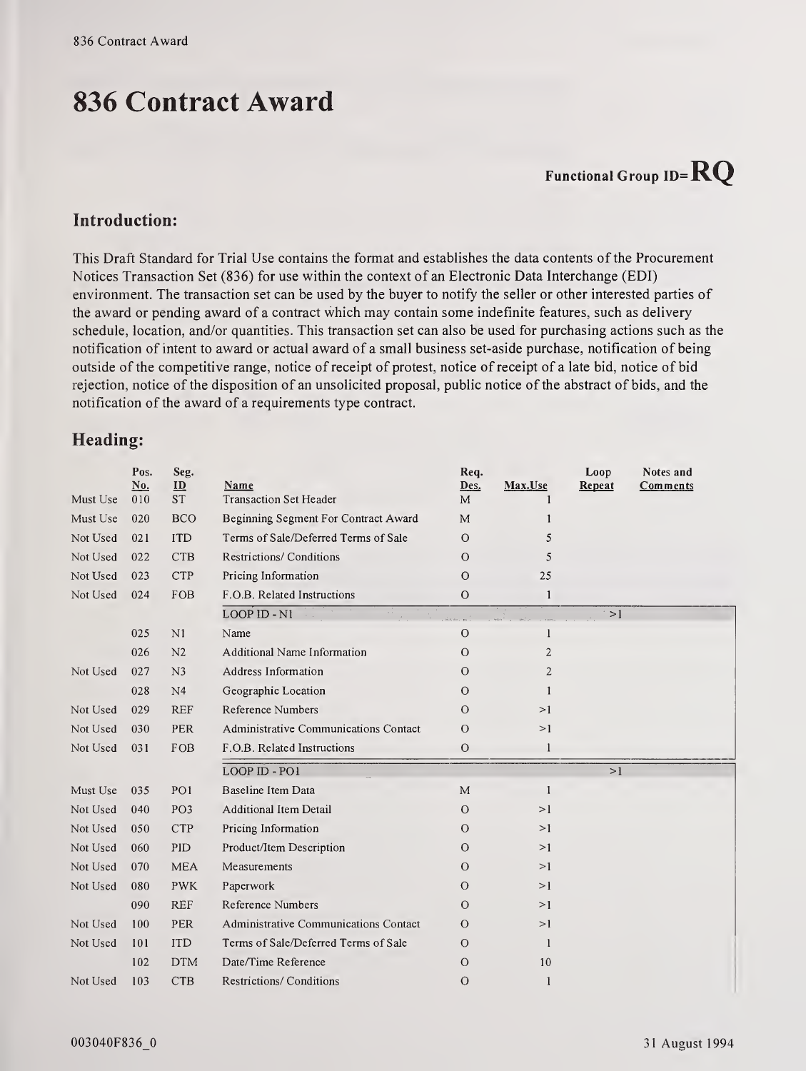# 836 Contract Award

**Functional Group ID=RQ**

## Introduction:

This Draft Standard for Trial Use contains the format and establishes the data contents of the Procurement Notices Transaction Set (836) for use within the context of an Electronic Data Interchange (EDI) environment. The transaction set can be used by the buyer to notify the seller or other interested parties of the award or pending award of a contract which may contain some indefinite features, such as delivery schedule, location, and/or quantities. This transaction set can also be used for purchasing actions such as the notification of intent to award or actual award of a small business set-aside purchase, notification of being outside of the competitive range, notice of receipt of protest, notice of receipt of a late bid, notice of bid rejection, notice of the disposition of an unsolicited proposal, public notice of the abstract of bids, and the notification of the award of a requirements type contract.

## Heading:

| | Pos. No. | Seg. ID | Name | Req. Des. | Max.Use | Loop Repeat | Notes and Comments |
|---|---|---|---|---|---|---|---|
| Must Use | 010 | ST | Transaction Set Header | M | 1 | | |
| Must Use | 020 | BCO | Beginning Segment For Contract Award | M | 1 | | |
| Not Used | 021 | ITD | Terms of Sale/Deferred Terms of Sale | O | 5 | | |
| Not Used | 022 | CTB | Restrictions/ Conditions | O | 5 | | |
| Not Used | 023 | CTP | Pricing Information | O | 25 | | |
| Not Used | 024 | FOB | F.O.B. Related Instructions | O | 1 | | |
| | | | LOOP ID - N1 | | | >1 | |
| | 025 | N1 | Name | O | 1 | | |
| | 026 | N2 | Additional Name Information | O | 2 | | |
| Not Used | 027 | N3 | Address Information | O | 2 | | |
| | 028 | N4 | Geographic Location | O | 1 | | |
| Not Used | 029 | REF | Reference Numbers | O | >1 | | |
| Not Used | 030 | PER | Administrative Communications Contact | O | >1 | | |
| Not Used | 031 | FOB | F.O.B. Related Instructions | O | 1 | | |
| | | | LOOP ID - PO1 | | | >1 | |
| Must Use | 035 | PO1 | Baseline Item Data | M | 1 | | |
| Not Used | 040 | PO3 | Additional Item Detail | O | >1 | | |
| Not Used | 050 | CTP | Pricing Information | O | >1 | | |
| Not Used | 060 | PID | Product/Item Description | O | >1 | | |
| Not Used | 070 | MEA | Measurements | O | >1 | | |
| Not Used | 080 | PWK | Paperwork | O | >1 | | |
| | 090 | REF | Reference Numbers | O | >1 | | |
| Not Used | 100 | PER | Administrative Communications Contact | O | >1 | | |
| Not Used | 101 | ITD | Terms of Sale/Deferred Terms of Sale | O | 1 | | |
| | 102 | DTM | Date/Time Reference | O | 10 | | |
| Not Used | 103 | CTB | Restrictions/ Conditions | O | 1 | | |

003040F836_0 31 August 1994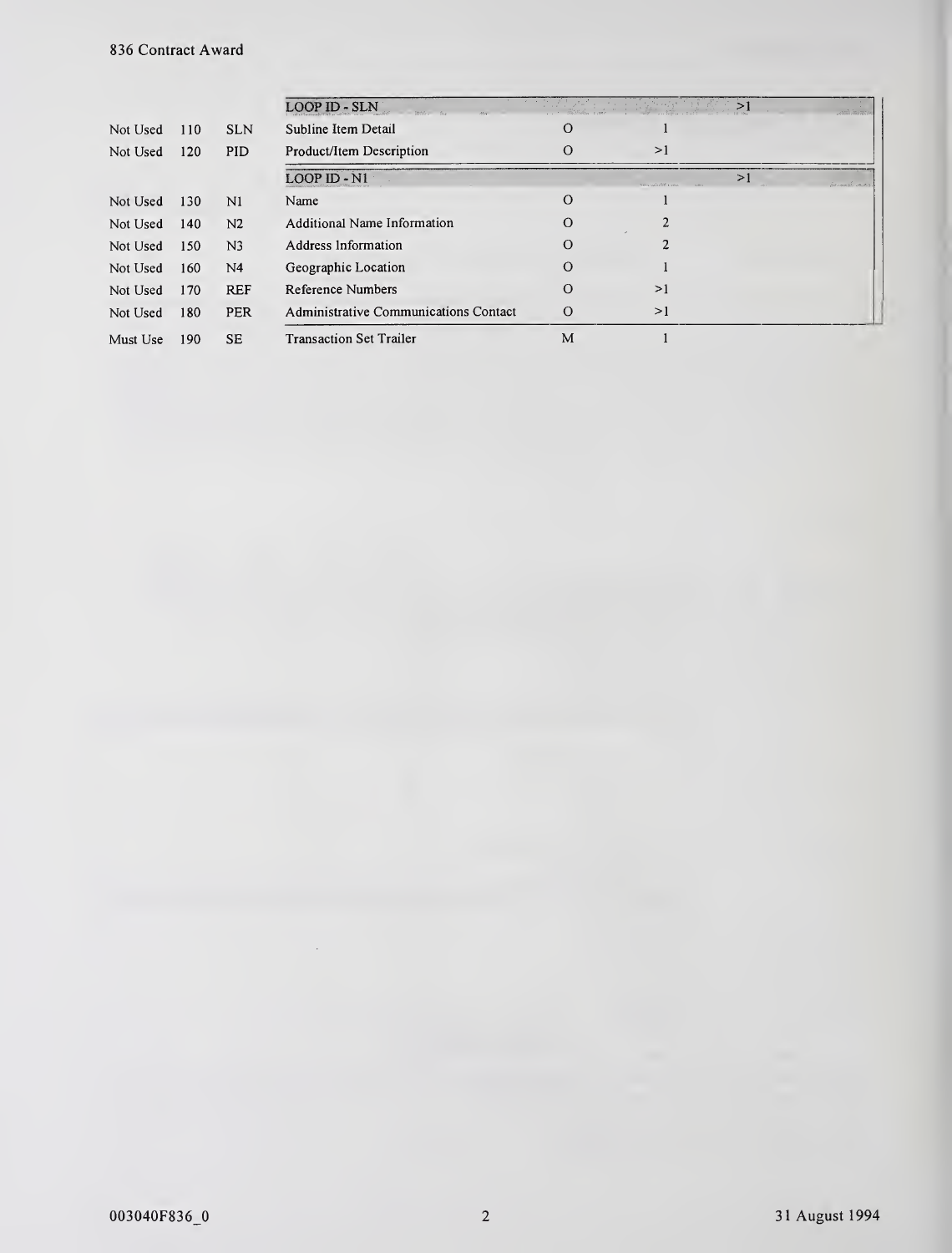|  |  |  |  |  |  |  |
|---|---|---|---|---|---|---|
|  |  |  | LOOP ID - SLN |  |  | >1 |
| Not Used | 110 | SLN | Subline Item Detail | O | 1 |  |
| Not Used | 120 | PID | Product/Item Description | O | >1 |  |
|  |  |  | LOOP ID - N1 |  |  | >1 |
| Not Used | 130 | N1 | Name | O | 1 |  |
| Not Used | 140 | N2 | Additional Name Information | O | 2 |  |
| Not Used | 150 | N3 | Address Information | O | 2 |  |
| Not Used | 160 | N4 | Geographic Location | O | 1 |  |
| Not Used | 170 | REF | Reference Numbers | O | >1 |  |
| Not Used | 180 | PER | Administrative Communications Contact | O | >1 |  |
| Must Use | 190 | SE | Transaction Set Trailer | M | 1 |  |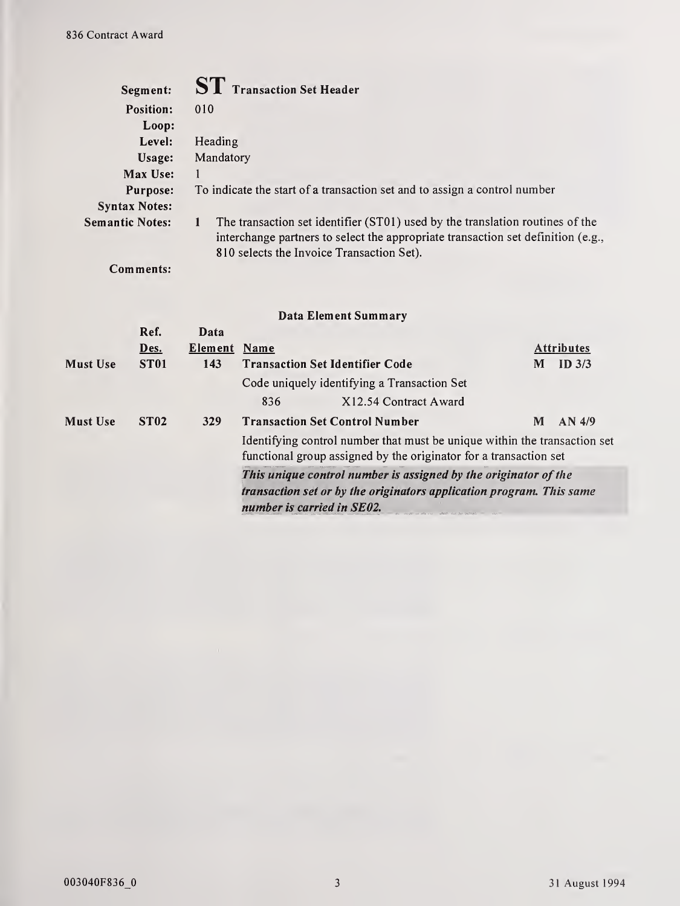**Segment:** **ST** Transaction Set Header
**Position:** 010
**Loop:**
**Level:** Heading
**Usage:** Mandatory
**Max Use:** 1
**Purpose:** To indicate the start of a transaction set and to assign a control number
**Syntax Notes:**
**Semantic Notes:** 1 The transaction set identifier (ST01) used by the translation routines of the interchange partners to select the appropriate transaction set definition (e.g., 810 selects the Invoice Transaction Set).
**Comments:**

## Data Element Summary

| | Ref. Des. | Data Element | Name | Attributes |
|---|---|---|---|---|
| **Must Use** | **ST01** | **143** | **Transaction Set Identifier Code** | **M ID 3/3** |
| | | | Code uniquely identifying a Transaction Set | |
| | | | 836 X12.54 Contract Award | |
| **Must Use** | **ST02** | **329** | **Transaction Set Control Number** | **M AN 4/9** |
| | | | Identifying control number that must be unique within the transaction set functional group assigned by the originator for a transaction set | |
| | | | ***This unique control number is assigned by the originator of the transaction set or by the originators application program. This same number is carried in SE02.*** | |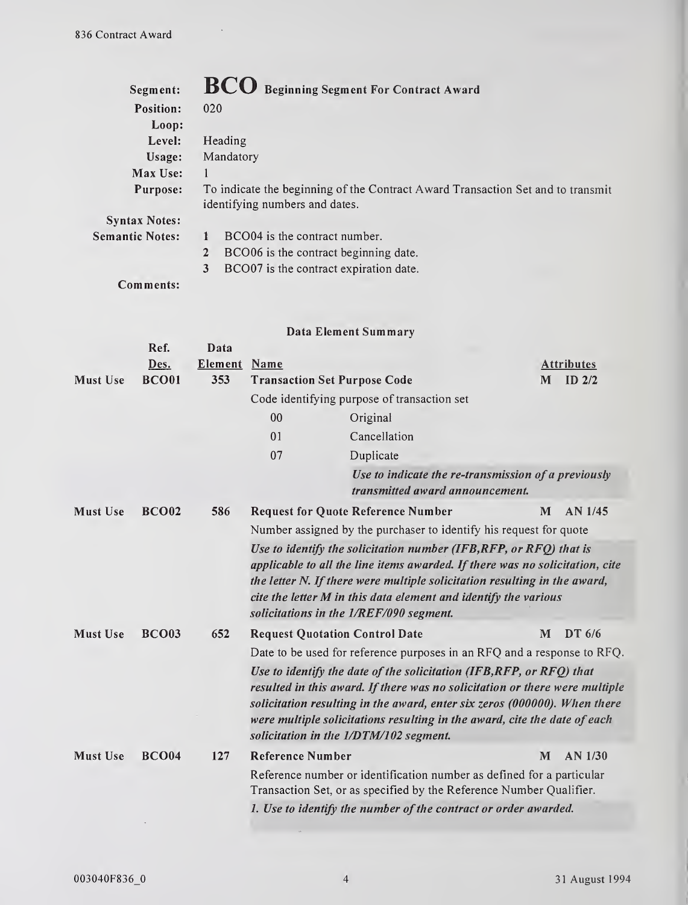## BCO Beginning Segment For Contract Award

**Segment:** BCO Beginning Segment For Contract Award
**Position:** 020
**Loop:**
**Level:** Heading
**Usage:** Mandatory
**Max Use:** 1
**Purpose:** To indicate the beginning of the Contract Award Transaction Set and to transmit identifying numbers and dates.
**Syntax Notes:**
**Semantic Notes:**

1. BCO04 is the contract number.
2. BCO06 is the contract beginning date.
3. BCO07 is the contract expiration date.

**Comments:**

### Data Element Summary

| | Ref. Des. | Data Element | Name | Attributes |
|---|---|---|---|---|
| Must Use | **BCO01** | **353** | **Transaction Set Purpose Code** | **M ID 2/2** |
| | | | Code identifying purpose of transaction set | |
| | | | 00 Original | |
| | | | 01 Cancellation | |
| | | | 07 Duplicate<br>*Use to indicate the re-transmission of a previously transmitted award announcement.* | |
| Must Use | **BCO02** | **586** | **Request for Quote Reference Number** | **M AN 1/45** |
| | | | Number assigned by the purchaser to identify his request for quote<br>*Use to identify the solicitation number (IFB,RFP, or RFQ) that is applicable to all the line items awarded. If there was no solicitation, cite the letter N. If there were multiple solicitation resulting in the award, cite the letter M in this data element and identify the various solicitations in the 1/REF/090 segment.* | |
| Must Use | **BCO03** | **652** | **Request Quotation Control Date** | **M DT 6/6** |
| | | | Date to be used for reference purposes in an RFQ and a response to RFQ.<br>*Use to identify the date of the solicitation (IFB,RFP, or RFQ) that resulted in this award. If there was no solicitation or there were multiple solicitation resulting in the award, enter six zeros (000000). When there were multiple solicitations resulting in the award, cite the date of each solicitation in the 1/DTM/102 segment.* | |
| Must Use | **BCO04** | **127** | **Reference Number** | **M AN 1/30** |
| | | | Reference number or identification number as defined for a particular Transaction Set, or as specified by the Reference Number Qualifier.<br>*1. Use to identify the number of the contract or order awarded.* | |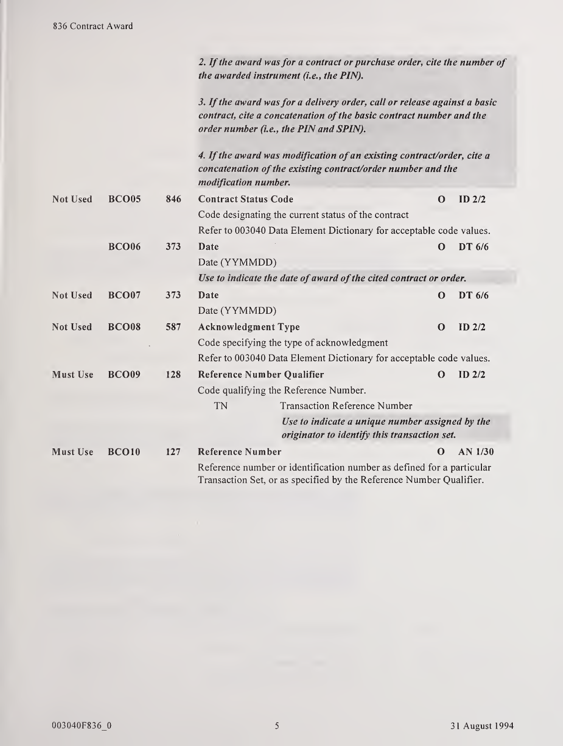*2. If the award was for a contract or purchase order, cite the number of the awarded instrument (i.e., the PIN).*

*3. If the award was for a delivery order, call or release against a basic contract, cite a concatenation of the basic contract number and the order number (i.e., the PIN and SPIN).*

*4. If the award was modification of an existing contract/order, cite a concatenation of the existing contract/order number and the modification number.*

| | | | | | |
|---|---|---|---|---|---|
| Not Used | **BCO05** | **846** | **Contract Status Code**<br>Code designating the current status of the contract<br>Refer to 003040 Data Element Dictionary for acceptable code values. | **O** | **ID 2/2** |
| | **BCO06** | **373** | **Date**<br>Date (YYMMDD)<br>*Use to indicate the date of award of the cited contract or order.* | **O** | **DT 6/6** |
| Not Used | **BCO07** | **373** | **Date**<br>Date (YYMMDD) | **O** | **DT 6/6** |
| Not Used | **BCO08** | **587** | **Acknowledgment Type**<br>Code specifying the type of acknowledgment<br>Refer to 003040 Data Element Dictionary for acceptable code values. | **O** | **ID 2/2** |
| Must Use | **BCO09** | **128** | **Reference Number Qualifier**<br>Code qualifying the Reference Number.<br>TN Transaction Reference Number<br>*Use to indicate a unique number assigned by the originator to identify this transaction set.* | **O** | **ID 2/2** |
| Must Use | **BCO10** | **127** | **Reference Number**<br>Reference number or identification number as defined for a particular Transaction Set, or as specified by the Reference Number Qualifier. | **O** | **AN 1/30** |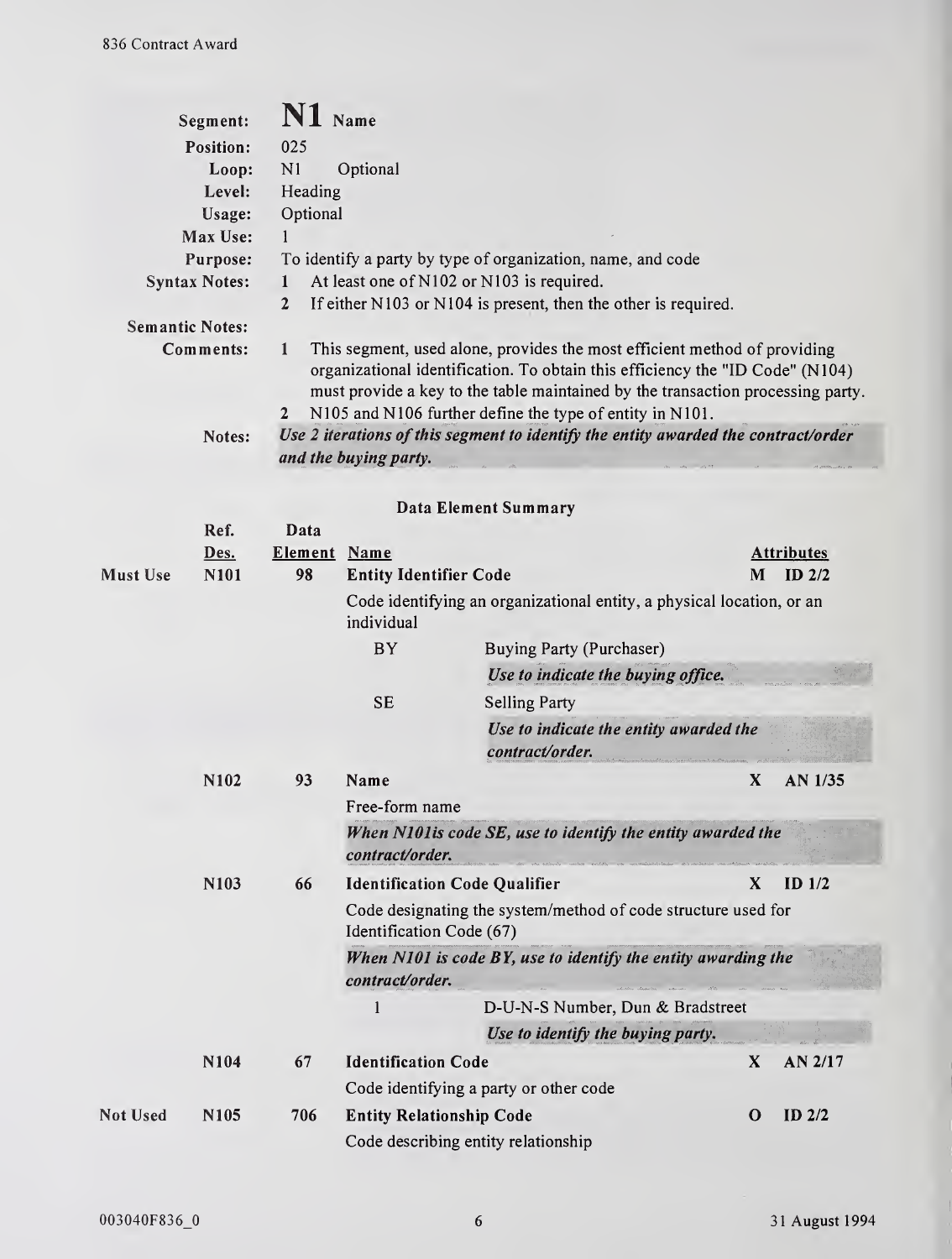## Segment: N1 Name

**Position:** 025
**Loop:** N1 Optional
**Level:** Heading
**Usage:** Optional
**Max Use:** 1
**Purpose:** To identify a party by type of organization, name, and code
**Syntax Notes:**
1. At least one of N102 or N103 is required.
2. If either N103 or N104 is present, then the other is required.

**Semantic Notes:**

**Comments:**
1. This segment, used alone, provides the most efficient method of providing organizational identification. To obtain this efficiency the "ID Code" (N104) must provide a key to the table maintained by the transaction processing party.
2. N105 and N106 further define the type of entity in N101.

**Notes:** *Use 2 iterations of this segment to identify the entity awarded the contract/order and the buying party.*

### Data Element Summary

| | Ref. Des. | Data Element | Name | | Attributes |
|---|---|---|---|---|---|
| Must Use | N101 | 98 | **Entity Identifier Code** | M | ID 2/2 |
| | | | Code identifying an organizational entity, a physical location, or an individual | | |
| | | | BY — Buying Party (Purchaser) *Use to indicate the buying office.* | | |
| | | | SE — Selling Party *Use to indicate the entity awarded the contract/order.* | | |
| | N102 | 93 | **Name** | X | AN 1/35 |
| | | | Free-form name *When N101is code SE, use to identify the entity awarded the contract/order.* | | |
| | N103 | 66 | **Identification Code Qualifier** | X | ID 1/2 |
| | | | Code designating the system/method of code structure used for Identification Code (67) *When N101 is code BY, use to identify the entity awarding the contract/order.* | | |
| | | | 1 — D-U-N-S Number, Dun & Bradstreet *Use to identify the buying party.* | | |
| | N104 | 67 | **Identification Code** | X | AN 2/17 |
| | | | Code identifying a party or other code | | |
| Not Used | N105 | 706 | **Entity Relationship Code** | O | ID 2/2 |
| | | | Code describing entity relationship | | |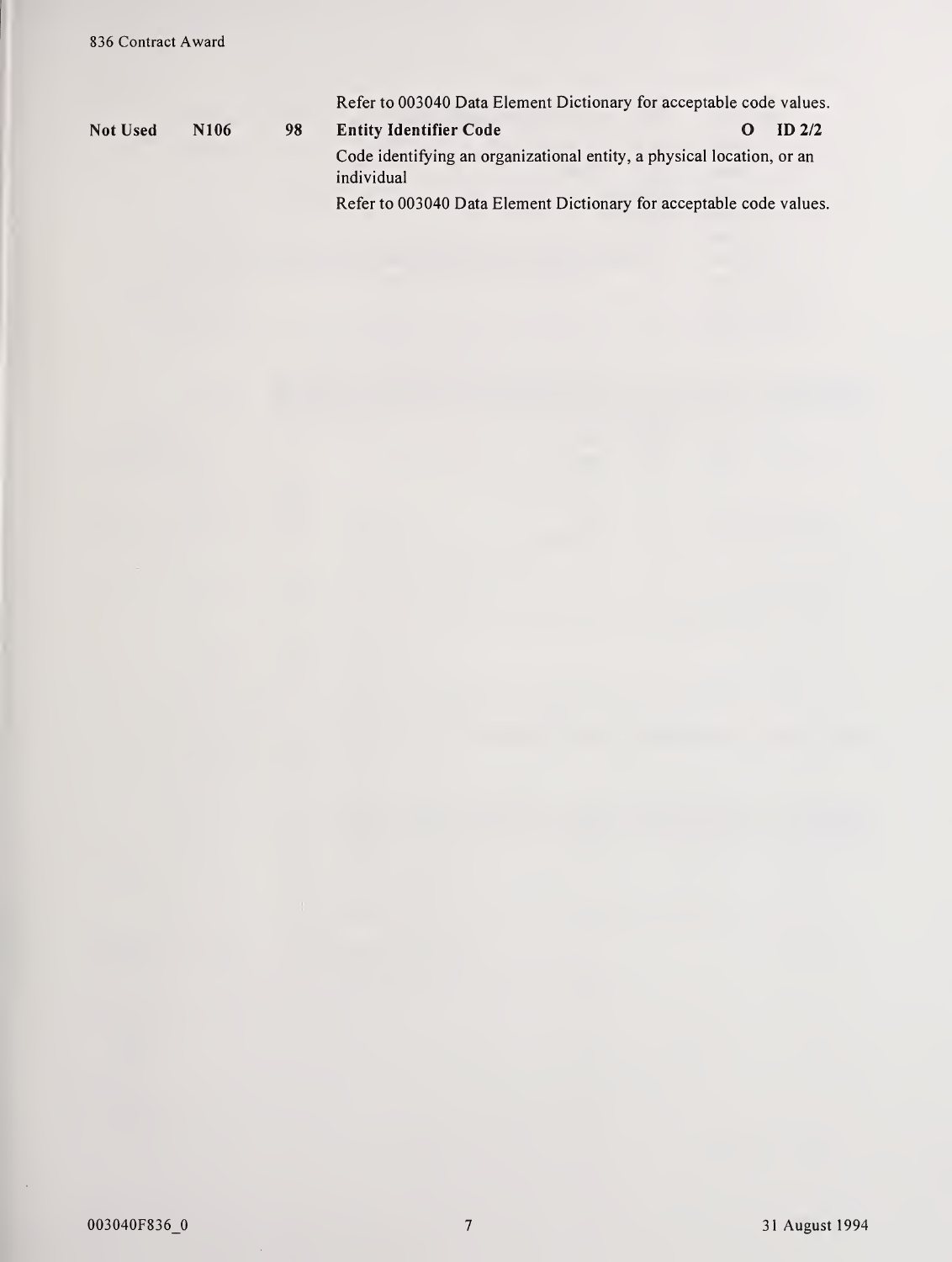Refer to 003040 Data Element Dictionary for acceptable code values.

| | | | | | |
|---|---|---|---|---|---|
| **Not Used** | **N106** | **98** | **Entity Identifier Code** | **O** | **ID 2/2** |
| | | | Code identifying an organizational entity, a physical location, or an individual | | |
| | | | Refer to 003040 Data Element Dictionary for acceptable code values. | | |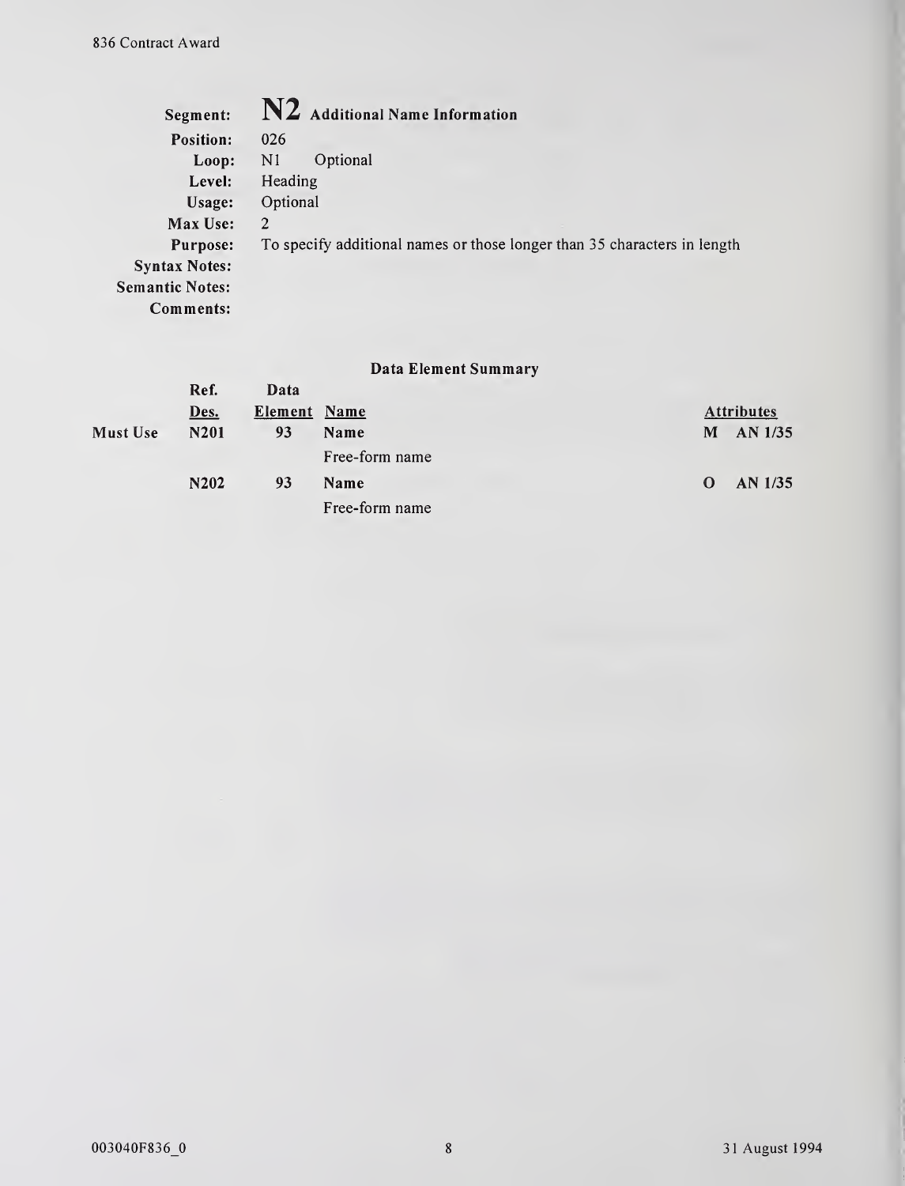**Segment:** **N2** **Additional Name Information**
**Position:** 026
**Loop:** N1 Optional
**Level:** Heading
**Usage:** Optional
**Max Use:** 2
**Purpose:** To specify additional names or those longer than 35 characters in length
**Syntax Notes:**
**Semantic Notes:**
**Comments:**

### Data Element Summary

| | Ref. Des. | Data Element | Name | Attributes |
|---|---|---|---|---|
| Must Use | N201 | 93 | **Name**<br>Free-form name | M AN 1/35 |
| | N202 | 93 | **Name**<br>Free-form name | O AN 1/35 |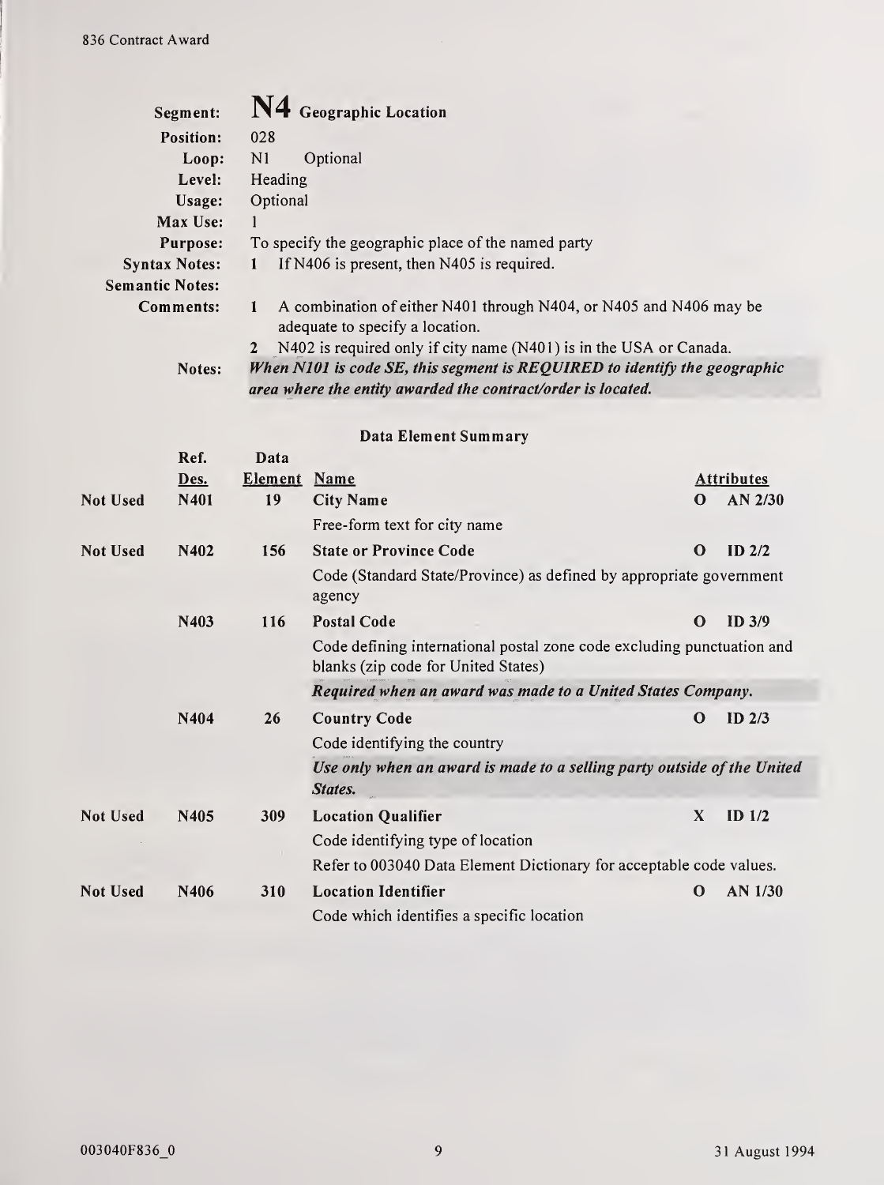## N4 Geographic Location

**Segment:** N4 Geographic Location
**Position:** 028
**Loop:** N1 Optional
**Level:** Heading
**Usage:** Optional
**Max Use:** 1
**Purpose:** To specify the geographic place of the named party
**Syntax Notes:** 1 If N406 is present, then N405 is required.
**Semantic Notes:**
**Comments:**
1. A combination of either N401 through N404, or N405 and N406 may be adequate to specify a location.
2. N402 is required only if city name (N401) is in the USA or Canada.

**Notes:** ***When N101 is code SE, this segment is REQUIRED to identify the geographic area where the entity awarded the contract/order is located.***

### Data Element Summary

| | Ref. Des. | Data Element | Name | | Attributes |
|---|---|---|---|---|---|
| Not Used | N401 | 19 | **City Name**<br>Free-form text for city name | O | AN 2/30 |
| Not Used | N402 | 156 | **State or Province Code**<br>Code (Standard State/Province) as defined by appropriate government agency | O | ID 2/2 |
| | N403 | 116 | **Postal Code**<br>Code defining international postal zone code excluding punctuation and blanks (zip code for United States)<br>***Required when an award was made to a United States Company.*** | O | ID 3/9 |
| | N404 | 26 | **Country Code**<br>Code identifying the country<br>***Use only when an award is made to a selling party outside of the United States.*** | O | ID 2/3 |
| Not Used | N405 | 309 | **Location Qualifier**<br>Code identifying type of location<br>Refer to 003040 Data Element Dictionary for acceptable code values. | X | ID 1/2 |
| Not Used | N406 | 310 | **Location Identifier**<br>Code which identifies a specific location | O | AN 1/30 |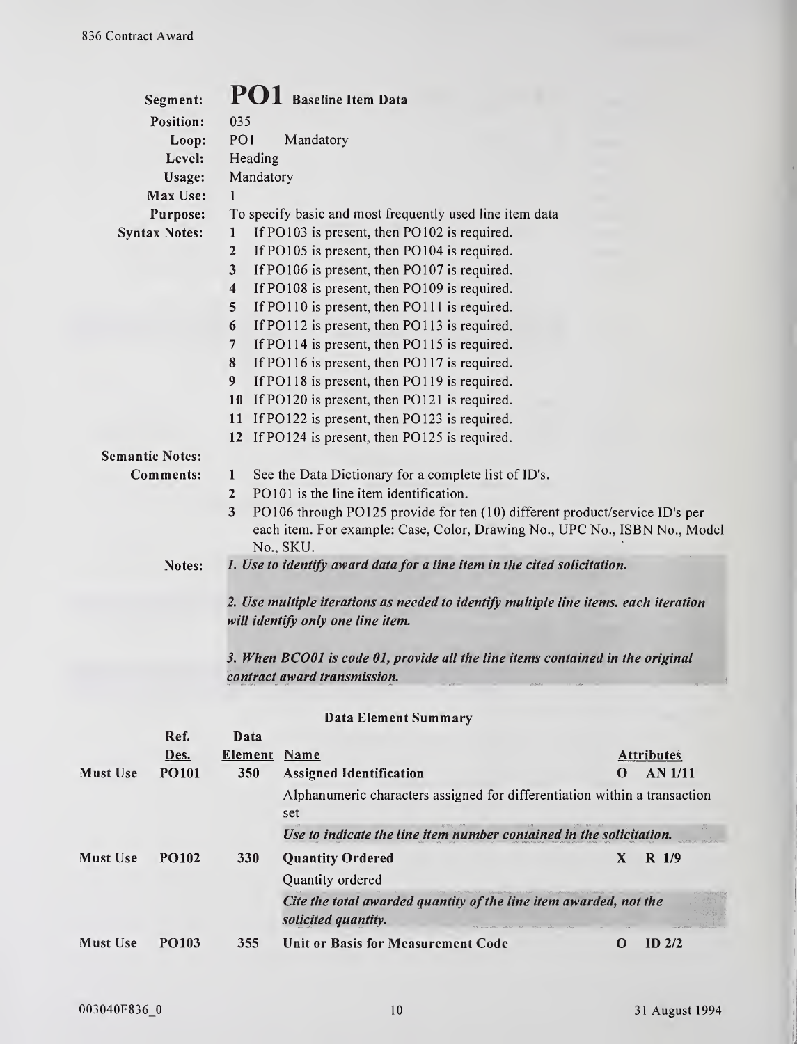**Segment:** **PO1** Baseline Item Data

**Position:** 035

**Loop:** PO1 Mandatory

**Level:** Heading

**Usage:** Mandatory

**Max Use:** 1

**Purpose:** To specify basic and most frequently used line item data

**Syntax Notes:**

1. If PO103 is present, then PO102 is required.
2. If PO105 is present, then PO104 is required.
3. If PO106 is present, then PO107 is required.
4. If PO108 is present, then PO109 is required.
5. If PO110 is present, then PO111 is required.
6. If PO112 is present, then PO113 is required.
7. If PO114 is present, then PO115 is required.
8. If PO116 is present, then PO117 is required.
9. If PO118 is present, then PO119 is required.
10. If PO120 is present, then PO121 is required.
11. If PO122 is present, then PO123 is required.
12. If PO124 is present, then PO125 is required.

**Semantic Notes:**

**Comments:**

1. See the Data Dictionary for a complete list of ID's.
2. PO101 is the line item identification.
3. PO106 through PO125 provide for ten (10) different product/service ID's per each item. For example: Case, Color, Drawing No., UPC No., ISBN No., Model No., SKU.

**Notes:**

*1. Use to identify award data for a line item in the cited solicitation.*

*2. Use multiple iterations as needed to identify multiple line items. each iteration will identify only one line item.*

*3. When BCO01 is code 01, provide all the line items contained in the original contract award transmission.*

**Data Element Summary**

| | Ref. Des. | Data Element | Name | | Attributes |
|---|---|---|---|---|---|
| **Must Use** | **PO101** | **350** | **Assigned Identification** | **O** | **AN 1/11** |
| | | | Alphanumeric characters assigned for differentiation within a transaction set | | |
| | | | *Use to indicate the line item number contained in the solicitation.* | | |
| **Must Use** | **PO102** | **330** | **Quantity Ordered** | **X** | **R 1/9** |
| | | | Quantity ordered | | |
| | | | *Cite the total awarded quantity of the line item awarded, not the solicited quantity.* | | |
| **Must Use** | **PO103** | **355** | **Unit or Basis for Measurement Code** | **O** | **ID 2/2** |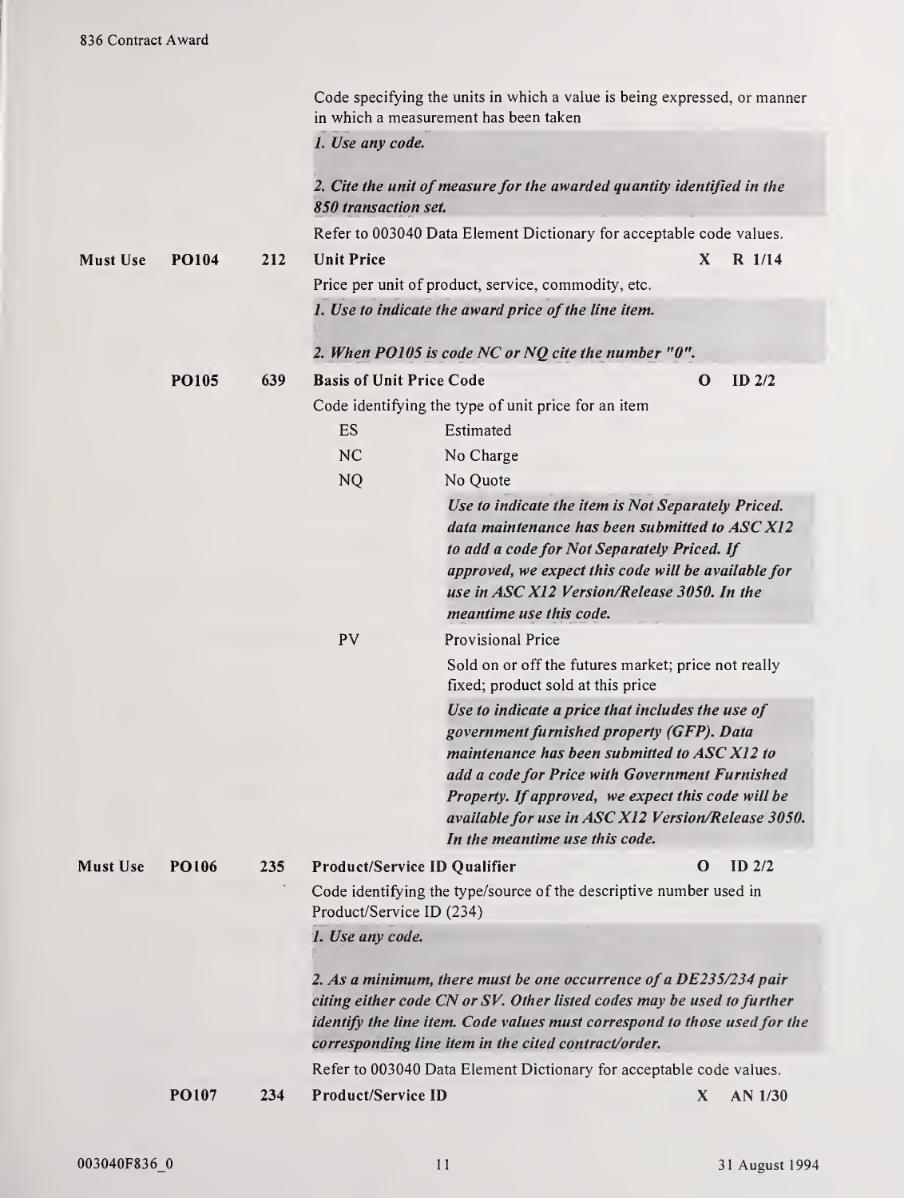Code specifying the units in which a value is being expressed, or manner in which a measurement has been taken

*1. Use any code.*

*2. Cite the unit of measure for the awarded quantity identified in the 850 transaction set.*

Refer to 003040 Data Element Dictionary for acceptable code values.

**Must Use** **PO104** **212** **Unit Price** **X** **R 1/14**

Price per unit of product, service, commodity, etc.

*1. Use to indicate the award price of the line item.*

*2. When PO105 is code NC or NQ cite the number "0".*

**PO105** **639** **Basis of Unit Price Code** **O** **ID 2/2**

Code identifying the type of unit price for an item

| Code | Description |
| --- | --- |
| ES | Estimated |
| NC | No Charge |
| NQ | No Quote<br>*Use to indicate the item is Not Separately Priced. data maintenance has been submitted to ASC X12 to add a code for Not Separately Priced. If approved, we expect this code will be available for use in ASC X12 Version/Release 3050. In the meantime use this code.* |
| PV | Provisional Price<br>Sold on or off the futures market; price not really fixed; product sold at this price<br>*Use to indicate a price that includes the use of government furnished property (GFP). Data maintenance has been submitted to ASC X12 to add a code for Price with Government Furnished Property. If approved, we expect this code will be available for use in ASC X12 Version/Release 3050. In the meantime use this code.* |

**Must Use** **PO106** **235** **Product/Service ID Qualifier** **O** **ID 2/2**

Code identifying the type/source of the descriptive number used in Product/Service ID (234)

*1. Use any code.*

*2. As a minimum, there must be one occurrence of a DE235/234 pair citing either code CN or SV. Other listed codes may be used to further identify the line item. Code values must correspond to those used for the corresponding line item in the cited contract/order.*

Refer to 003040 Data Element Dictionary for acceptable code values.

**PO107** **234** **Product/Service ID** **X** **AN 1/30**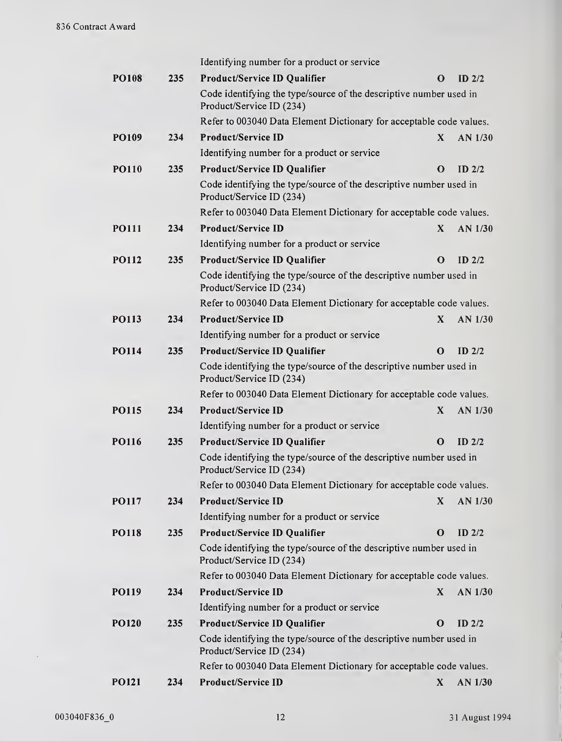Identifying number for a product or service

| | | | | |
|---|---|---|---|---|
| **PO108** | **235** | **Product/Service ID Qualifier** | **O** | **ID 2/2** |
| | | Code identifying the type/source of the descriptive number used in Product/Service ID (234) | | |
| | | Refer to 003040 Data Element Dictionary for acceptable code values. | | |
| **PO109** | **234** | **Product/Service ID** | **X** | **AN 1/30** |
| | | Identifying number for a product or service | | |
| **PO110** | **235** | **Product/Service ID Qualifier** | **O** | **ID 2/2** |
| | | Code identifying the type/source of the descriptive number used in Product/Service ID (234) | | |
| | | Refer to 003040 Data Element Dictionary for acceptable code values. | | |
| **PO111** | **234** | **Product/Service ID** | **X** | **AN 1/30** |
| | | Identifying number for a product or service | | |
| **PO112** | **235** | **Product/Service ID Qualifier** | **O** | **ID 2/2** |
| | | Code identifying the type/source of the descriptive number used in Product/Service ID (234) | | |
| | | Refer to 003040 Data Element Dictionary for acceptable code values. | | |
| **PO113** | **234** | **Product/Service ID** | **X** | **AN 1/30** |
| | | Identifying number for a product or service | | |
| **PO114** | **235** | **Product/Service ID Qualifier** | **O** | **ID 2/2** |
| | | Code identifying the type/source of the descriptive number used in Product/Service ID (234) | | |
| | | Refer to 003040 Data Element Dictionary for acceptable code values. | | |
| **PO115** | **234** | **Product/Service ID** | **X** | **AN 1/30** |
| | | Identifying number for a product or service | | |
| **PO116** | **235** | **Product/Service ID Qualifier** | **O** | **ID 2/2** |
| | | Code identifying the type/source of the descriptive number used in Product/Service ID (234) | | |
| | | Refer to 003040 Data Element Dictionary for acceptable code values. | | |
| **PO117** | **234** | **Product/Service ID** | **X** | **AN 1/30** |
| | | Identifying number for a product or service | | |
| **PO118** | **235** | **Product/Service ID Qualifier** | **O** | **ID 2/2** |
| | | Code identifying the type/source of the descriptive number used in Product/Service ID (234) | | |
| | | Refer to 003040 Data Element Dictionary for acceptable code values. | | |
| **PO119** | **234** | **Product/Service ID** | **X** | **AN 1/30** |
| | | Identifying number for a product or service | | |
| **PO120** | **235** | **Product/Service ID Qualifier** | **O** | **ID 2/2** |
| | | Code identifying the type/source of the descriptive number used in Product/Service ID (234) | | |
| | | Refer to 003040 Data Element Dictionary for acceptable code values. | | |
| **PO121** | **234** | **Product/Service ID** | **X** | **AN 1/30** |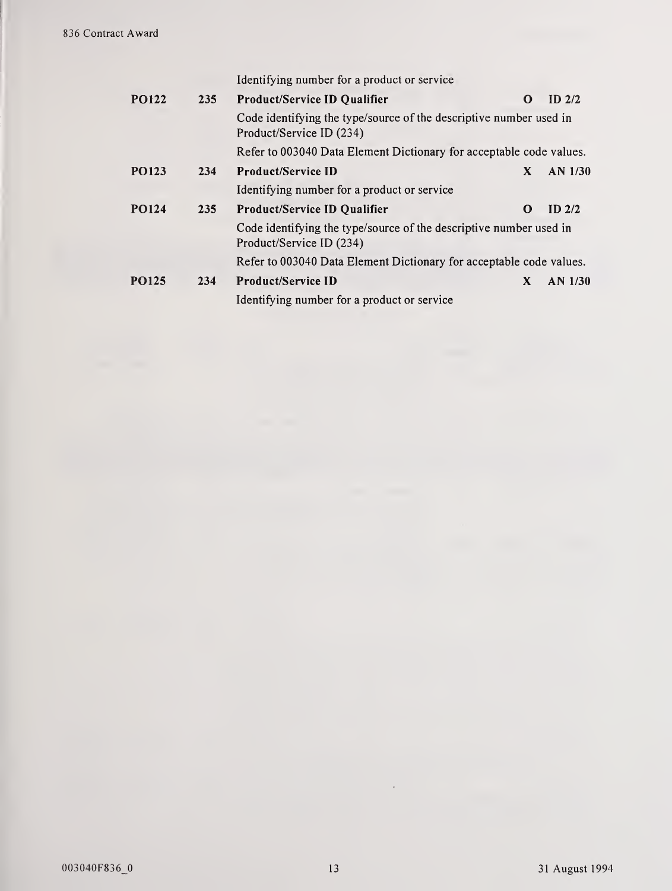| | | | | |
|---|---|---|---|---|
| | | Identifying number for a product or service | | |
| **PO122** | **235** | **Product/Service ID Qualifier** | **O** | **ID 2/2** |
| | | Code identifying the type/source of the descriptive number used in Product/Service ID (234)<br>Refer to 003040 Data Element Dictionary for acceptable code values. | | |
| **PO123** | **234** | **Product/Service ID** | **X** | **AN 1/30** |
| | | Identifying number for a product or service | | |
| **PO124** | **235** | **Product/Service ID Qualifier** | **O** | **ID 2/2** |
| | | Code identifying the type/source of the descriptive number used in Product/Service ID (234)<br>Refer to 003040 Data Element Dictionary for acceptable code values. | | |
| **PO125** | **234** | **Product/Service ID** | **X** | **AN 1/30** |
| | | Identifying number for a product or service | | |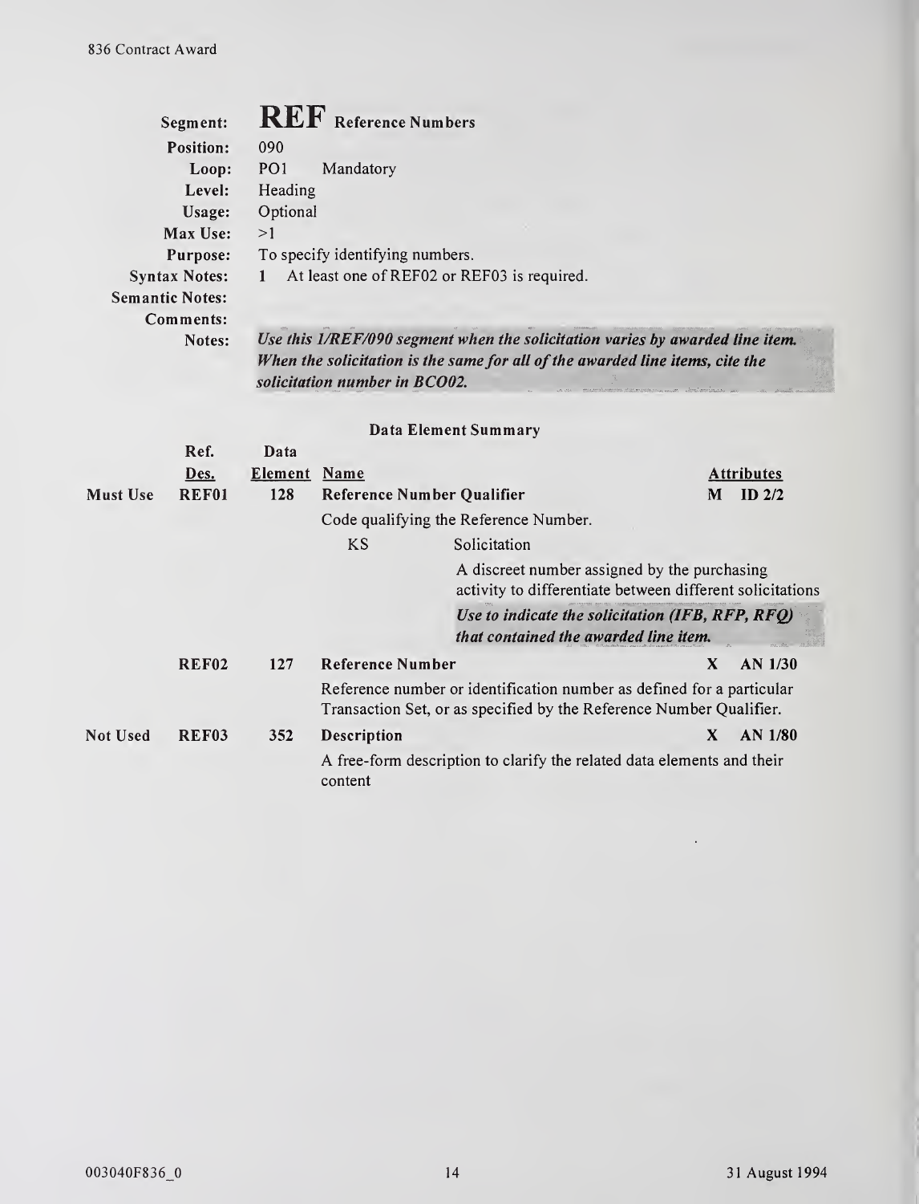| | | |
|---|---|---|
| **Segment:** | **REF** **Reference Numbers** | |
| **Position:** | 090 | |
| **Loop:** | PO1 | Mandatory |
| **Level:** | Heading | |
| **Usage:** | Optional | |
| **Max Use:** | >1 | |
| **Purpose:** | To specify identifying numbers. | |
| **Syntax Notes:** | 1 At least one of REF02 or REF03 is required. | |
| **Semantic Notes:** | | |
| **Comments:** | | |
| **Notes:** | ***Use this 1/REF/090 segment when the solicitation varies by awarded line item. When the solicitation is the same for all of the awarded line items, cite the solicitation number in BCO02.*** | |

**Data Element Summary**

| | Ref. Des. | Data Element | Name | Attributes |
|---|---|---|---|---|
| **Must Use** | **REF01** | **128** | **Reference Number Qualifier** | **M ID 2/2** |
| | | | Code qualifying the Reference Number. | |
| | | | KS — Solicitation<br>A discreet number assigned by the purchasing activity to differentiate between different solicitations<br>***Use to indicate the solicitation (IFB, RFP, RFQ) that contained the awarded line item.*** | |
| | **REF02** | **127** | **Reference Number** | **X AN 1/30** |
| | | | Reference number or identification number as defined for a particular Transaction Set, or as specified by the Reference Number Qualifier. | |
| **Not Used** | **REF03** | **352** | **Description** | **X AN 1/80** |
| | | | A free-form description to clarify the related data elements and their content | |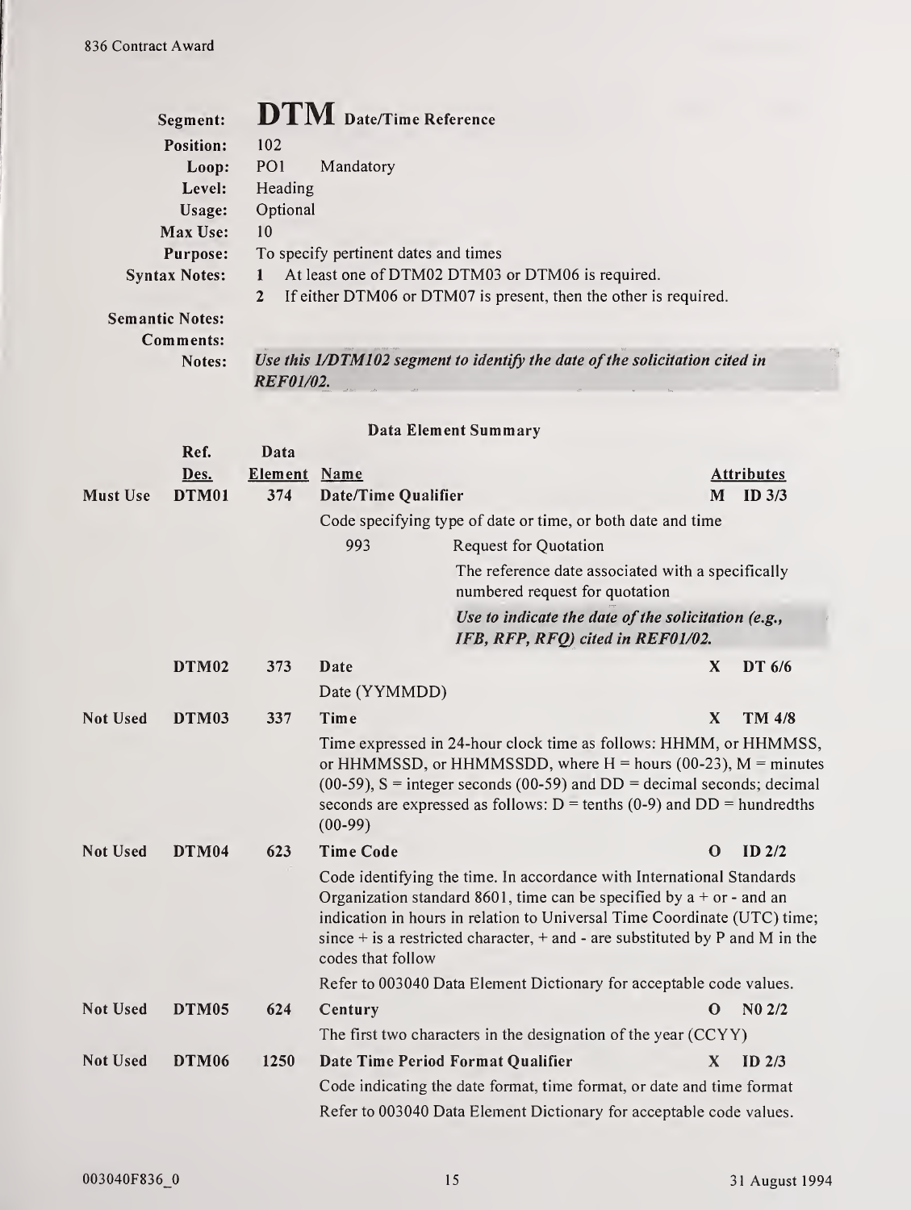| | |
|---|---|
| **Segment:** | **DTM** Date/Time Reference |
| **Position:** | 102 |
| **Loop:** | PO1 Mandatory |
| **Level:** | Heading |
| **Usage:** | Optional |
| **Max Use:** | 10 |
| **Purpose:** | To specify pertinent dates and times |
| **Syntax Notes:** | 1 At least one of DTM02 DTM03 or DTM06 is required.<br>2 If either DTM06 or DTM07 is present, then the other is required. |
| **Semantic Notes:** | |
| **Comments:** | |
| **Notes:** | *Use this 1/DTM102 segment to identify the date of the solicitation cited in REF01/02.* |

### Data Element Summary

| | Ref. Des. | Data Element | Name | Attributes |
|---|---|---|---|---|
| **Must Use** | **DTM01** | **374** | **Date/Time Qualifier** | **M ID 3/3** |
| | | | Code specifying type of date or time, or both date and time | |
| | | | 993 — Request for Quotation<br>The reference date associated with a specifically numbered request for quotation<br>*Use to indicate the date of the solicitation (e.g., IFB, RFP, RFQ) cited in REF01/02.* | |
| | **DTM02** | **373** | **Date** | **X DT 6/6** |
| | | | Date (YYMMDD) | |
| **Not Used** | **DTM03** | **337** | **Time** | **X TM 4/8** |
| | | | Time expressed in 24-hour clock time as follows: HHMM, or HHMMSS, or HHMMSSD, or HHMMSSDD, where H = hours (00-23), M = minutes (00-59), S = integer seconds (00-59) and DD = decimal seconds; decimal seconds are expressed as follows: D = tenths (0-9) and DD = hundredths (00-99) | |
| **Not Used** | **DTM04** | **623** | **Time Code** | **O ID 2/2** |
| | | | Code identifying the time. In accordance with International Standards Organization standard 8601, time can be specified by a + or - and an indication in hours in relation to Universal Time Coordinate (UTC) time; since + is a restricted character, + and - are substituted by P and M in the codes that follow | |
| | | | Refer to 003040 Data Element Dictionary for acceptable code values. | |
| **Not Used** | **DTM05** | **624** | **Century** | **O N0 2/2** |
| | | | The first two characters in the designation of the year (CCYY) | |
| **Not Used** | **DTM06** | **1250** | **Date Time Period Format Qualifier** | **X ID 2/3** |
| | | | Code indicating the date format, time format, or date and time format | |
| | | | Refer to 003040 Data Element Dictionary for acceptable code values. | |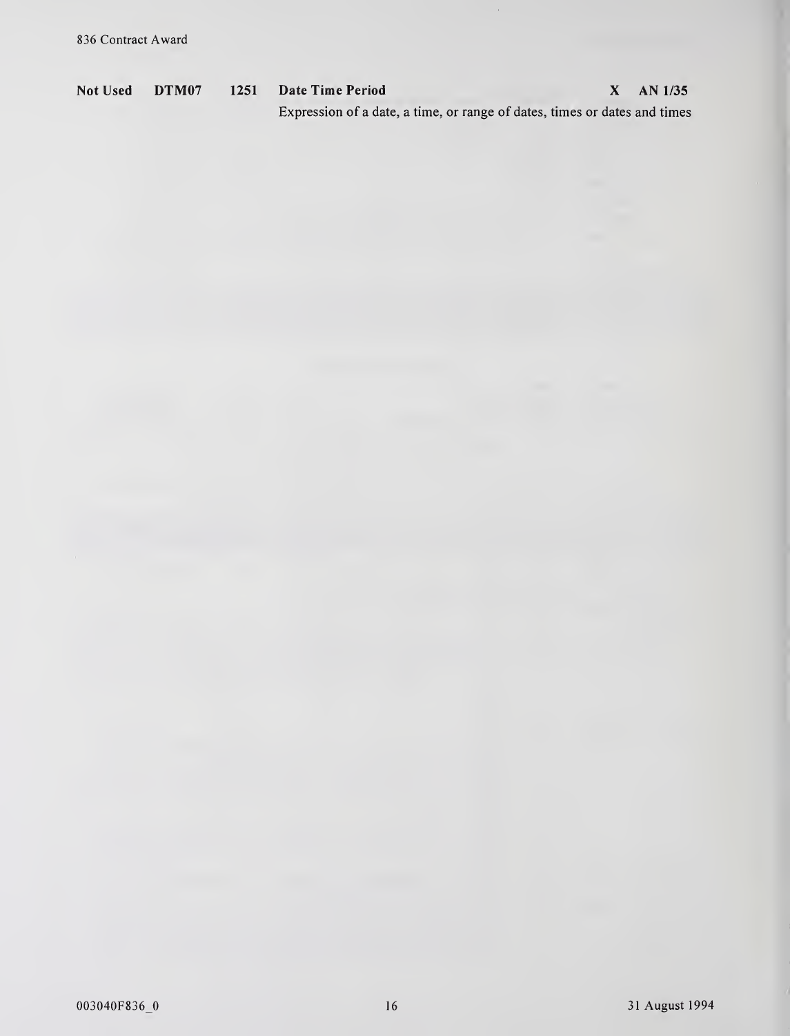| Not Used | DTM07 | 1251 | Date Time Period | X | AN 1/35 |
|---|---|---|---|---|---|
| | | | Expression of a date, a time, or range of dates, times or dates and times | | |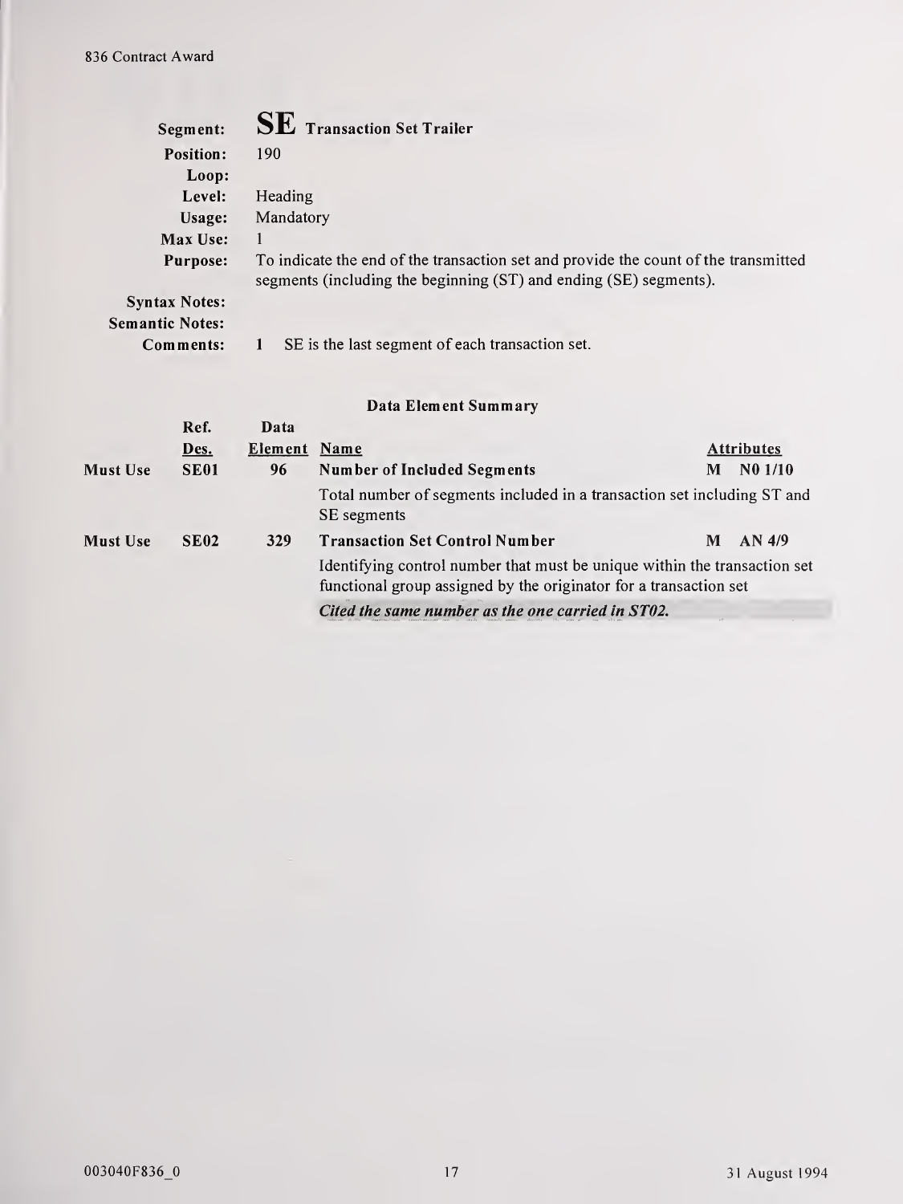**Segment:** **SE** Transaction Set Trailer

**Position:** 190

**Loop:**

**Level:** Heading

**Usage:** Mandatory

**Max Use:** 1

**Purpose:** To indicate the end of the transaction set and provide the count of the transmitted segments (including the beginning (ST) and ending (SE) segments).

**Syntax Notes:**

**Semantic Notes:**

**Comments:** 1 SE is the last segment of each transaction set.

### Data Element Summary

| | Ref. Des. | Data Element | Name | Attributes |
|---|---|---|---|---|
| Must Use | SE01 | 96 | **Number of Included Segments** | M N0 1/10 |
| | | | Total number of segments included in a transaction set including ST and SE segments | |
| Must Use | SE02 | 329 | **Transaction Set Control Number** | M AN 4/9 |
| | | | Identifying control number that must be unique within the transaction set functional group assigned by the originator for a transaction set | |
| | | | ***Cited the same number as the one carried in ST02.*** | |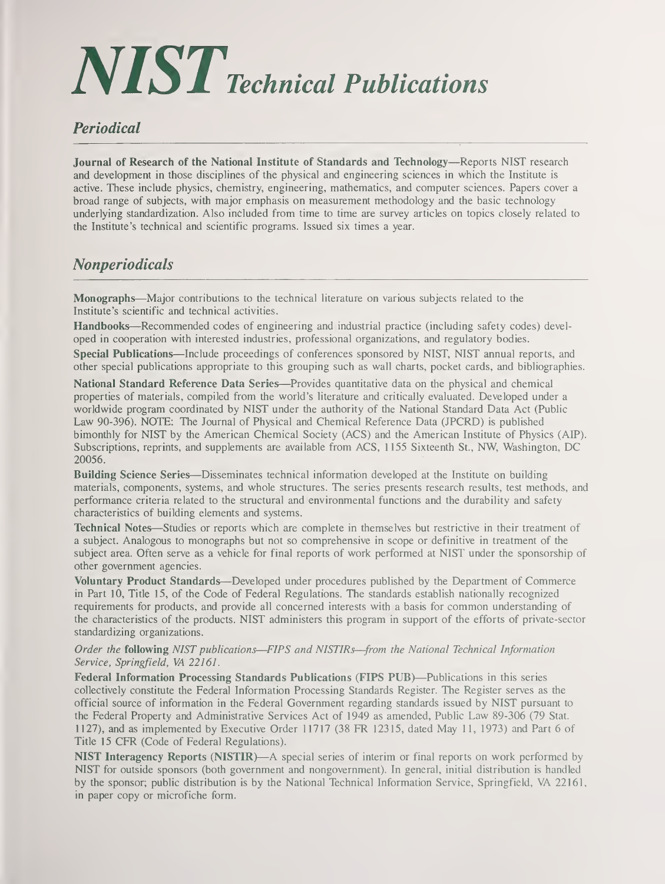# *NIST Technical Publications*

## *Periodical*

**Journal of Research of the National Institute of Standards and Technology**—Reports NIST research and development in those disciplines of the physical and engineering sciences in which the Institute is active. These include physics, chemistry, engineering, mathematics, and computer sciences. Papers cover a broad range of subjects, with major emphasis on measurement methodology and the basic technology underlying standardization. Also included from time to time are survey articles on topics closely related to the Institute's technical and scientific programs. Issued six times a year.

## *Nonperiodicals*

**Monographs**—Major contributions to the technical literature on various subjects related to the Institute's scientific and technical activities.

**Handbooks**—Recommended codes of engineering and industrial practice (including safety codes) developed in cooperation with interested industries, professional organizations, and regulatory bodies.

**Special Publications**—Include proceedings of conferences sponsored by NIST, NIST annual reports, and other special publications appropriate to this grouping such as wall charts, pocket cards, and bibliographies.

**National Standard Reference Data Series**—Provides quantitative data on the physical and chemical properties of materials, compiled from the world's literature and critically evaluated. Developed under a worldwide program coordinated by NIST under the authority of the National Standard Data Act (Public Law 90-396). NOTE: The Journal of Physical and Chemical Reference Data (JPCRD) is published bimonthly for NIST by the American Chemical Society (ACS) and the American Institute of Physics (AIP). Subscriptions, reprints, and supplements are available from ACS, 1155 Sixteenth St., NW, Washington, DC 20056.

**Building Science Series**—Disseminates technical information developed at the Institute on building materials, components, systems, and whole structures. The series presents research results, test methods, and performance criteria related to the structural and environmental functions and the durability and safety characteristics of building elements and systems.

**Technical Notes**—Studies or reports which are complete in themselves but restrictive in their treatment of a subject. Analogous to monographs but not so comprehensive in scope or definitive in treatment of the subject area. Often serve as a vehicle for final reports of work performed at NIST under the sponsorship of other government agencies.

**Voluntary Product Standards**—Developed under procedures published by the Department of Commerce in Part 10, Title 15, of the Code of Federal Regulations. The standards establish nationally recognized requirements for products, and provide all concerned interests with a basis for common understanding of the characteristics of the products. NIST administers this program in support of the efforts of private-sector standardizing organizations.

*Order the* **following** *NIST publications—FIPS and NISTIRs—from the National Technical Information Service, Springfield, VA 22161.*

**Federal Information Processing Standards Publications (FIPS PUB)**—Publications in this series collectively constitute the Federal Information Processing Standards Register. The Register serves as the official source of information in the Federal Government regarding standards issued by NIST pursuant to the Federal Property and Administrative Services Act of 1949 as amended, Public Law 89-306 (79 Stat. 1127), and as implemented by Executive Order 11717 (38 FR 12315, dated May 11, 1973) and Part 6 of Title 15 CFR (Code of Federal Regulations).

**NIST Interagency Reports (NISTIR)**—A special series of interim or final reports on work performed by NIST for outside sponsors (both government and nongovernment). In general, initial distribution is handled by the sponsor; public distribution is by the National Technical Information Service, Springfield, VA 22161, in paper copy or microfiche form.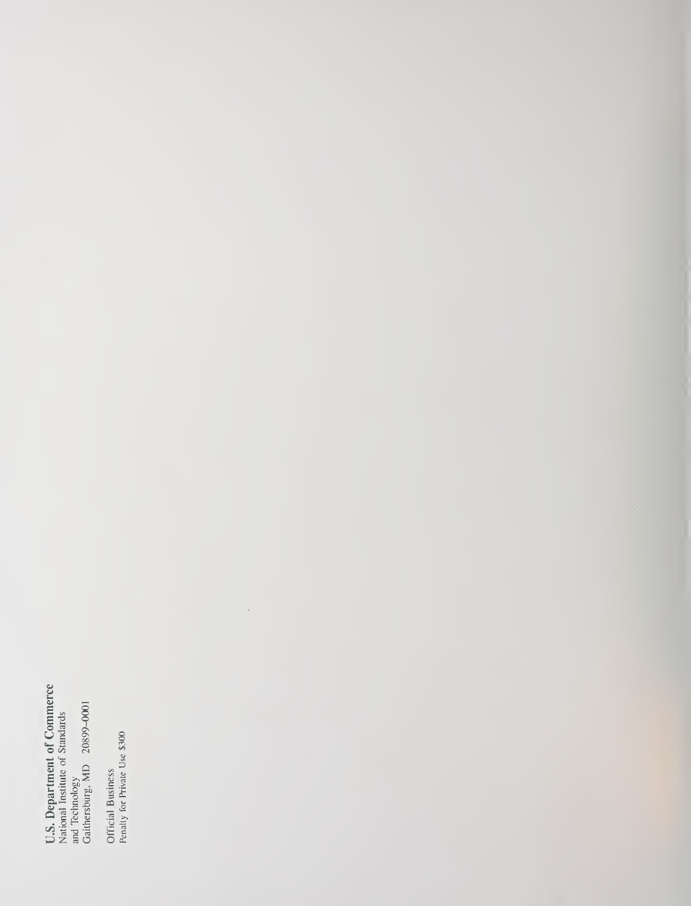**U.S. Department of Commerce**
National Institute of Standards
and Technology
Gaithersburg, MD 20899–0001

Official Business
Penalty for Private Use $300